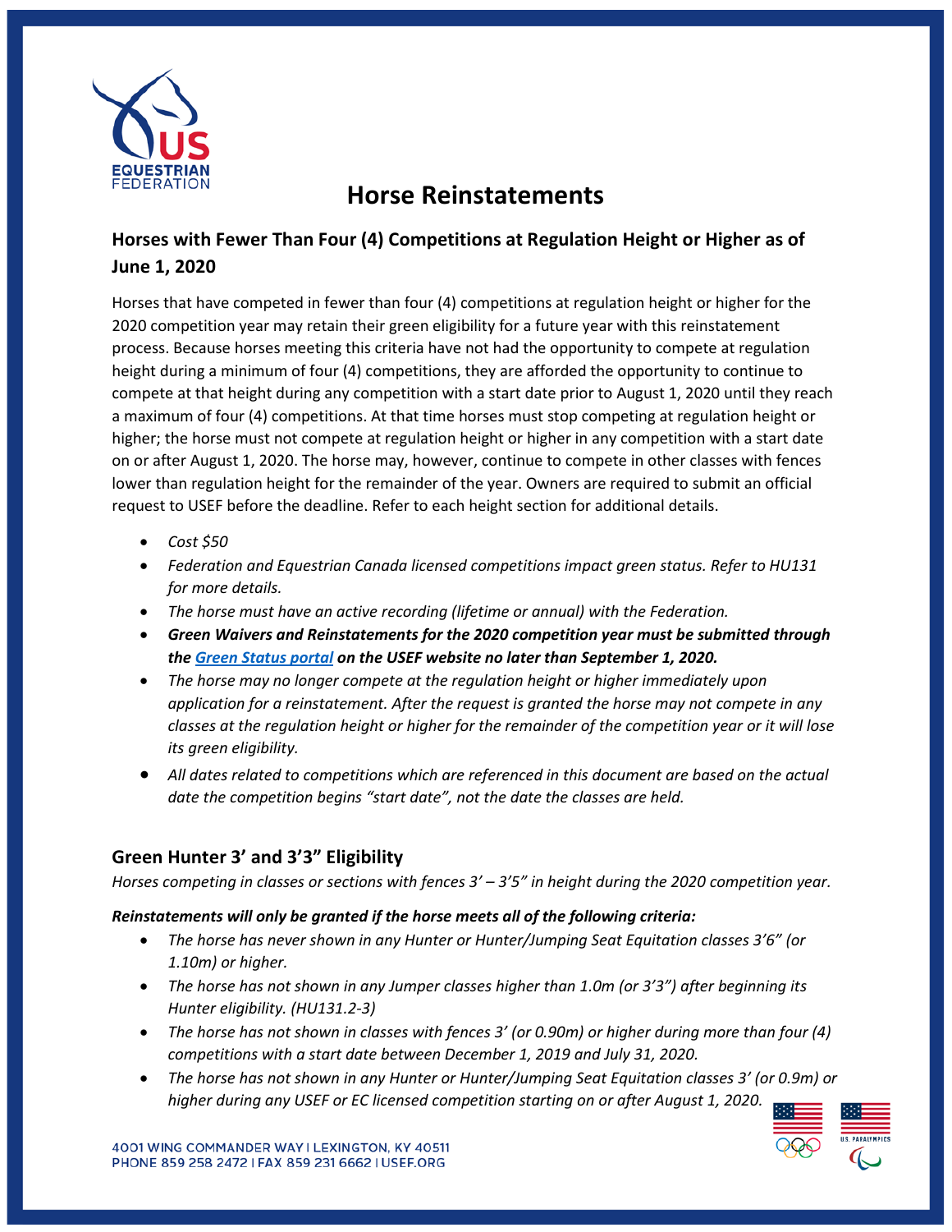# Horse Reinstatements

## Horses with Fewer Than Four (4) Competitions at Regulation Height or Higher as of June 1, 2020

Horses that have competed in fewer than four (4) competitions at regulation height or higher for the 2020 competition year may retain their green eligibility for a future year with this reinstatement process. Because horses meeting this criteria have not had the opportunity to compete at regulation height during a minimum of four (4) competitions, they are afforded the opportunity to continue to compete at that height during any competition with a start date prior to August 1, 2020 until they reach a maximum of four (4) competitions. At that time horses must stop competing at regulation height or higher; the horse must not compete at regulation height or higher in any competition with a start date on or after August 1, 2020. The horse may, however, continue to compete in other classes with fences lower than regulation height for the remainder of the year. Owners are required to submit an official request to USEF before the deadline. Refer to each height section for additional details.

- *Cost $50*
- *Federation and Equestrian Canada licensed competitions impact green status. Refer to HU131 for more details.*
- *The horse must have an active recording (lifetime or annual) with the Federation.*
- ***Green Waivers and Reinstatements for the 2020 competition year must be submitted through the Green Status portal on the USEF website no later than September 1, 2020.***
- *The horse may no longer compete at the regulation height or higher immediately upon application for a reinstatement. After the request is granted the horse may not compete in any classes at the regulation height or higher for the remainder of the competition year or it will lose its green eligibility.*
- *All dates related to competitions which are referenced in this document are based on the actual date the competition begins "start date", not the date the classes are held.*

### Green Hunter 3' and 3'3" Eligibility

*Horses competing in classes or sections with fences 3' – 3'5" in height during the 2020 competition year.*

***Reinstatements will only be granted if the horse meets all of the following criteria:***

- *The horse has never shown in any Hunter or Hunter/Jumping Seat Equitation classes 3'6" (or 1.10m) or higher.*
- *The horse has not shown in any Jumper classes higher than 1.0m (or 3'3") after beginning its Hunter eligibility. (HU131.2-3)*
- *The horse has not shown in classes with fences 3' (or 0.90m) or higher during more than four (4) competitions with a start date between December 1, 2019 and July 31, 2020.*
- *The horse has not shown in any Hunter or Hunter/Jumping Seat Equitation classes 3' (or 0.9m) or higher during any USEF or EC licensed competition starting on or after August 1, 2020.*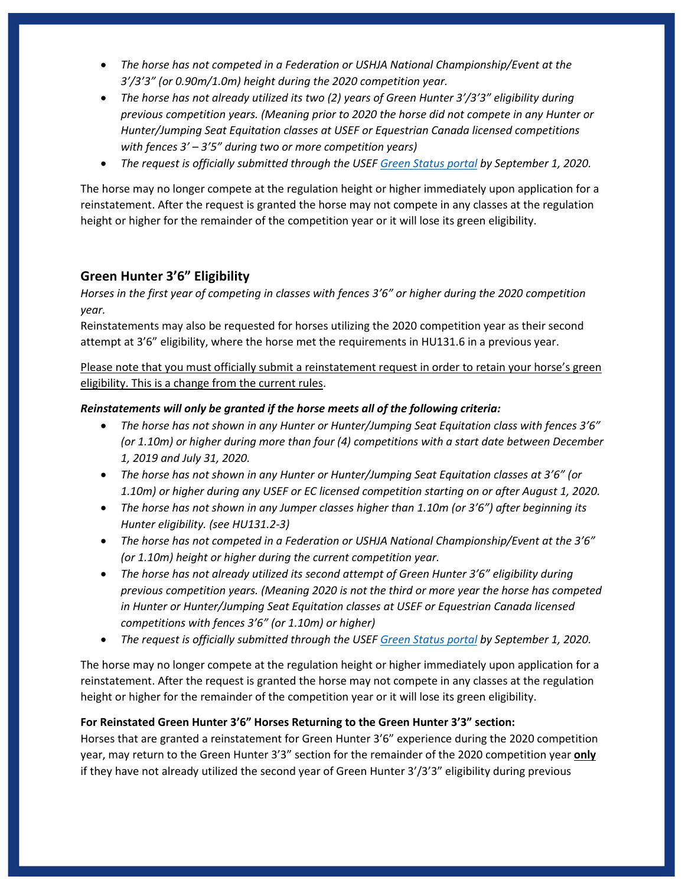- *The horse has not competed in a Federation or USHJA National Championship/Event at the 3'/3'3" (or 0.90m/1.0m) height during the 2020 competition year.*
- *The horse has not already utilized its two (2) years of Green Hunter 3'/3'3" eligibility during previous competition years. (Meaning prior to 2020 the horse did not compete in any Hunter or Hunter/Jumping Seat Equitation classes at USEF or Equestrian Canada licensed competitions with fences 3' – 3'5" during two or more competition years)*
- *The request is officially submitted through the USEF Green Status portal by September 1, 2020.*

The horse may no longer compete at the regulation height or higher immediately upon application for a reinstatement. After the request is granted the horse may not compete in any classes at the regulation height or higher for the remainder of the competition year or it will lose its green eligibility.

## Green Hunter 3'6" Eligibility

*Horses in the first year of competing in classes with fences 3'6" or higher during the 2020 competition year.*

Reinstatements may also be requested for horses utilizing the 2020 competition year as their second attempt at 3'6" eligibility, where the horse met the requirements in HU131.6 in a previous year.

Please note that you must officially submit a reinstatement request in order to retain your horse's green eligibility. This is a change from the current rules.

***Reinstatements will only be granted if the horse meets all of the following criteria:***

- *The horse has not shown in any Hunter or Hunter/Jumping Seat Equitation class with fences 3'6" (or 1.10m) or higher during more than four (4) competitions with a start date between December 1, 2019 and July 31, 2020.*
- *The horse has not shown in any Hunter or Hunter/Jumping Seat Equitation classes at 3'6" (or 1.10m) or higher during any USEF or EC licensed competition starting on or after August 1, 2020.*
- *The horse has not shown in any Jumper classes higher than 1.10m (or 3'6") after beginning its Hunter eligibility. (see HU131.2-3)*
- *The horse has not competed in a Federation or USHJA National Championship/Event at the 3'6" (or 1.10m) height or higher during the current competition year.*
- *The horse has not already utilized its second attempt of Green Hunter 3'6" eligibility during previous competition years. (Meaning 2020 is not the third or more year the horse has competed in Hunter or Hunter/Jumping Seat Equitation classes at USEF or Equestrian Canada licensed competitions with fences 3'6" (or 1.10m) or higher)*
- *The request is officially submitted through the USEF Green Status portal by September 1, 2020.*

The horse may no longer compete at the regulation height or higher immediately upon application for a reinstatement. After the request is granted the horse may not compete in any classes at the regulation height or higher for the remainder of the competition year or it will lose its green eligibility.

**For Reinstated Green Hunter 3'6" Horses Returning to the Green Hunter 3'3" section:**

Horses that are granted a reinstatement for Green Hunter 3'6" experience during the 2020 competition year, may return to the Green Hunter 3'3" section for the remainder of the 2020 competition year **only** if they have not already utilized the second year of Green Hunter 3'/3'3" eligibility during previous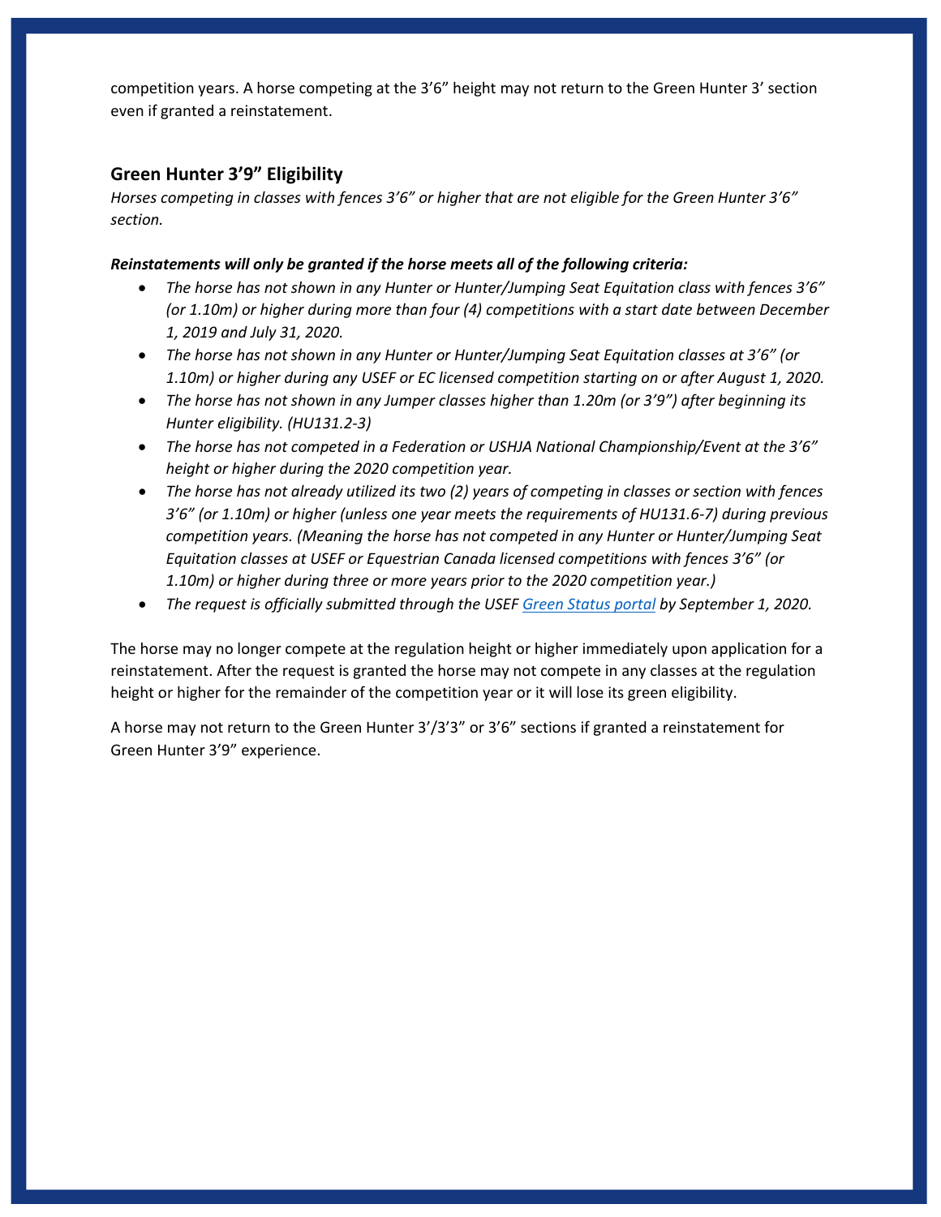competition years. A horse competing at the 3’6” height may not return to the Green Hunter 3’ section even if granted a reinstatement.

## Green Hunter 3’9” Eligibility

*Horses competing in classes with fences 3’6” or higher that are not eligible for the Green Hunter 3’6” section.*

***Reinstatements will only be granted if the horse meets all of the following criteria:***

- *The horse has not shown in any Hunter or Hunter/Jumping Seat Equitation class with fences 3’6” (or 1.10m) or higher during more than four (4) competitions with a start date between December 1, 2019 and July 31, 2020.*
- *The horse has not shown in any Hunter or Hunter/Jumping Seat Equitation classes at 3’6” (or 1.10m) or higher during any USEF or EC licensed competition starting on or after August 1, 2020.*
- *The horse has not shown in any Jumper classes higher than 1.20m (or 3’9”) after beginning its Hunter eligibility. (HU131.2-3)*
- *The horse has not competed in a Federation or USHJA National Championship/Event at the 3’6” height or higher during the 2020 competition year.*
- *The horse has not already utilized its two (2) years of competing in classes or section with fences 3’6” (or 1.10m) or higher (unless one year meets the requirements of HU131.6-7) during previous competition years. (Meaning the horse has not competed in any Hunter or Hunter/Jumping Seat Equitation classes at USEF or Equestrian Canada licensed competitions with fences 3’6” (or 1.10m) or higher during three or more years prior to the 2020 competition year.)*
- *The request is officially submitted through the USEF Green Status portal by September 1, 2020.*

The horse may no longer compete at the regulation height or higher immediately upon application for a reinstatement. After the request is granted the horse may not compete in any classes at the regulation height or higher for the remainder of the competition year or it will lose its green eligibility.

A horse may not return to the Green Hunter 3’/3’3” or 3’6” sections if granted a reinstatement for Green Hunter 3’9” experience.